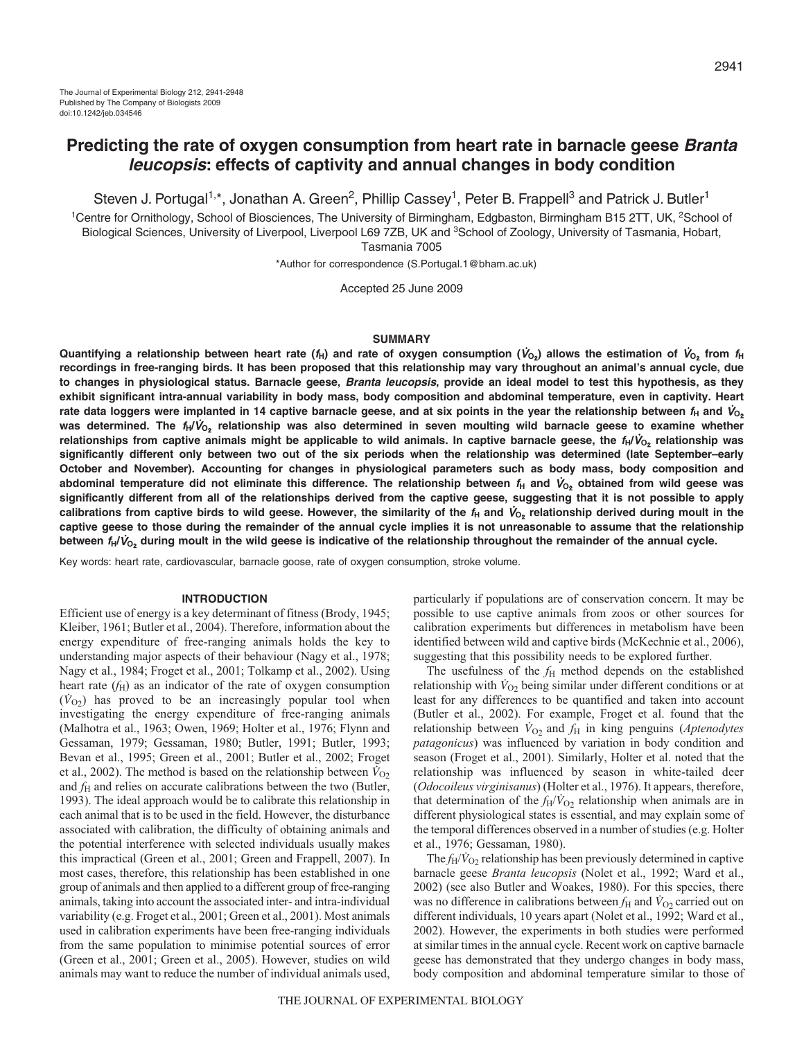# Predicting the rate of oxygen consumption from heart rate in barnacle geese *Branta leucopsis*: effects of captivity and annual changes in body condition

Steven J. Portugal[1,*], Jonathan A. Green[2], Phillip Cassey[1], Peter B. Frappell[3] and Patrick J. Butler[1]

[1]Centre for Ornithology, School of Biosciences, The University of Birmingham, Edgbaston, Birmingham B15 2TT, UK, [2]School of Biological Sciences, University of Liverpool, Liverpool L69 7ZB, UK and [3]School of Zoology, University of Tasmania, Hobart, Tasmania 7005

*Author for correspondence (S.Portugal.1@bham.ac.uk)

Accepted 25 June 2009

## SUMMARY

**Quantifying a relationship between heart rate ($f_H$) and rate of oxygen consumption ($\dot{V}_{O_2}$) allows the estimation of $\dot{V}_{O_2}$ from $f_H$ recordings in free-ranging birds. It has been proposed that this relationship may vary throughout an animal's annual cycle, due to changes in physiological status. Barnacle geese, *Branta leucopsis*, provide an ideal model to test this hypothesis, as they exhibit significant intra-annual variability in body mass, body composition and abdominal temperature, even in captivity. Heart rate data loggers were implanted in 14 captive barnacle geese, and at six points in the year the relationship between $f_H$ and $\dot{V}_{O_2}$ was determined. The $f_H/\dot{V}_{O_2}$ relationship was also determined in seven moulting wild barnacle geese to examine whether relationships from captive animals might be applicable to wild animals. In captive barnacle geese, the $f_H/\dot{V}_{O_2}$ relationship was significantly different only between two out of the six periods when the relationship was determined (late September–early October and November). Accounting for changes in physiological parameters such as body mass, body composition and abdominal temperature did not eliminate this difference. The relationship between $f_H$ and $\dot{V}_{O_2}$ obtained from wild geese was significantly different from all of the relationships derived from the captive geese, suggesting that it is not possible to apply calibrations from captive birds to wild geese. However, the similarity of the $f_H$ and $\dot{V}_{O_2}$ relationship derived during moult in the captive geese to those during the remainder of the annual cycle implies it is not unreasonable to assume that the relationship between $f_H/\dot{V}_{O_2}$ during moult in the wild geese is indicative of the relationship throughout the remainder of the annual cycle.**

Key words: heart rate, cardiovascular, barnacle goose, rate of oxygen consumption, stroke volume.

## INTRODUCTION

Efficient use of energy is a key determinant of fitness (Brody, 1945; Kleiber, 1961; Butler et al., 2004). Therefore, information about the energy expenditure of free-ranging animals holds the key to understanding major aspects of their behaviour (Nagy et al., 1978; Nagy et al., 1984; Froget et al., 2001; Tolkamp et al., 2002). Using heart rate ($f_H$) as an indicator of the rate of oxygen consumption ($\dot{V}_{O_2}$) has proved to be an increasingly popular tool when investigating the energy expenditure of free-ranging animals (Malhotra et al., 1963; Owen, 1969; Holter et al., 1976; Flynn and Gessaman, 1979; Gessaman, 1980; Butler, 1991; Butler, 1993; Bevan et al., 1995; Green et al., 2001; Butler et al., 2002; Froget et al., 2002). The method is based on the relationship between $\dot{V}_{O_2}$ and $f_H$ and relies on accurate calibrations between the two (Butler, 1993). The ideal approach would be to calibrate this relationship in each animal that is to be used in the field. However, the disturbance associated with calibration, the difficulty of obtaining animals and the potential interference with selected individuals usually makes this impractical (Green et al., 2001; Green and Frappell, 2007). In most cases, therefore, this relationship has been established in one group of animals and then applied to a different group of free-ranging animals, taking into account the associated inter- and intra-individual variability (e.g. Froget et al., 2001; Green et al., 2001). Most animals used in calibration experiments have been free-ranging individuals from the same population to minimise potential sources of error (Green et al., 2001; Green et al., 2005). However, studies on wild animals may want to reduce the number of individual animals used, particularly if populations are of conservation concern. It may be possible to use captive animals from zoos or other sources for calibration experiments but differences in metabolism have been identified between wild and captive birds (McKechnie et al., 2006), suggesting that this possibility needs to be explored further.

The usefulness of the $f_H$ method depends on the established relationship with $\dot{V}_{O_2}$ being similar under different conditions or at least for any differences to be quantified and taken into account (Butler et al., 2002). For example, Froget et al. found that the relationship between $\dot{V}_{O_2}$ and $f_H$ in king penguins (*Aptenodytes patagonicus*) was influenced by variation in body condition and season (Froget et al., 2001). Similarly, Holter et al. noted that the relationship was influenced by season in white-tailed deer (*Odocoileus virginisanus*) (Holter et al., 1976). It appears, therefore, that determination of the $f_H/\dot{V}_{O_2}$ relationship when animals are in different physiological states is essential, and may explain some of the temporal differences observed in a number of studies (e.g. Holter et al., 1976; Gessaman, 1980).

The $f_H/\dot{V}_{O_2}$ relationship has been previously determined in captive barnacle geese *Branta leucopsis* (Nolet et al., 1992; Ward et al., 2002) (see also Butler and Woakes, 1980). For this species, there was no difference in calibrations between $f_H$ and $\dot{V}_{O_2}$ carried out on different individuals, 10 years apart (Nolet et al., 1992; Ward et al., 2002). However, the experiments in both studies were performed at similar times in the annual cycle. Recent work on captive barnacle geese has demonstrated that they undergo changes in body mass, body composition and abdominal temperature similar to those of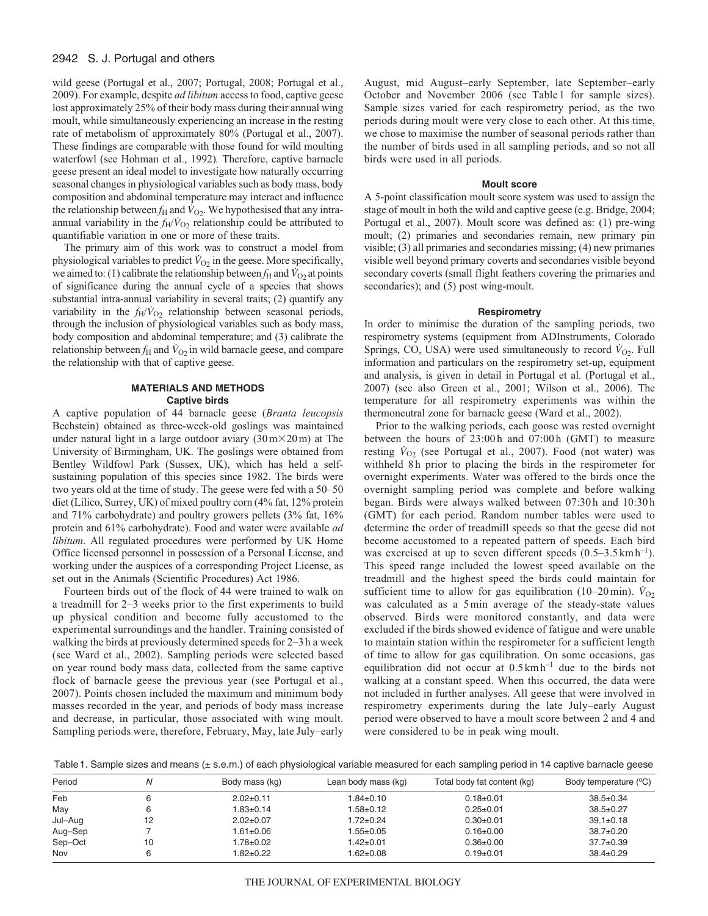wild geese (Portugal et al., 2007; Portugal, 2008; Portugal et al., 2009). For example, despite *ad libitum* access to food, captive geese lost approximately 25% of their body mass during their annual wing moult, while simultaneously experiencing an increase in the resting rate of metabolism of approximately 80% (Portugal et al., 2007). These findings are comparable with those found for wild moulting waterfowl (see Hohman et al., 1992). Therefore, captive barnacle geese present an ideal model to investigate how naturally occurring seasonal changes in physiological variables such as body mass, body composition and abdominal temperature may interact and influence the relationship between $f_H$ and $\dot{V}_{O_2}$. We hypothesised that any intra-annual variability in the $f_H/\dot{V}_{O_2}$ relationship could be attributed to quantifiable variation in one or more of these traits.

The primary aim of this work was to construct a model from physiological variables to predict $\dot{V}_{O_2}$ in the geese. More specifically, we aimed to: (1) calibrate the relationship between $f_H$ and $\dot{V}_{O_2}$ at points of significance during the annual cycle of a species that shows substantial intra-annual variability in several traits; (2) quantify any variability in the $f_H/\dot{V}_{O_2}$ relationship between seasonal periods, through the inclusion of physiological variables such as body mass, body composition and abdominal temperature; and (3) calibrate the relationship between $f_H$ and $\dot{V}_{O_2}$ in wild barnacle geese, and compare the relationship with that of captive geese.

## MATERIALS AND METHODS

### Captive birds

A captive population of 44 barnacle geese (*Branta leucopsis* Bechstein) obtained as three-week-old goslings was maintained under natural light in a large outdoor aviary (30 m×20 m) at The University of Birmingham, UK. The goslings were obtained from Bentley Wildfowl Park (Sussex, UK), which has held a self-sustaining population of this species since 1982. The birds were two years old at the time of study. The geese were fed with a 50–50 diet (Lilico, Surrey, UK) of mixed poultry corn (4% fat, 12% protein and 71% carbohydrate) and poultry growers pellets (3% fat, 16% protein and 61% carbohydrate). Food and water were available *ad libitum*. All regulated procedures were performed by UK Home Office licensed personnel in possession of a Personal License, and working under the auspices of a corresponding Project License, as set out in the Animals (Scientific Procedures) Act 1986.

Fourteen birds out of the flock of 44 were trained to walk on a treadmill for 2–3 weeks prior to the first experiments to build up physical condition and become fully accustomed to the experimental surroundings and the handler. Training consisted of walking the birds at previously determined speeds for 2–3 h a week (see Ward et al., 2002). Sampling periods were selected based on year round body mass data, collected from the same captive flock of barnacle geese the previous year (see Portugal et al., 2007). Points chosen included the maximum and minimum body masses recorded in the year, and periods of body mass increase and decrease, in particular, those associated with wing moult. Sampling periods were, therefore, February, May, late July–early August, mid August–early September, late September–early October and November 2006 (see Table 1 for sample sizes). Sample sizes varied for each respirometry period, as the two periods during moult were very close to each other. At this time, we chose to maximise the number of seasonal periods rather than the number of birds used in all sampling periods, and so not all birds were used in all periods.

### Moult score

A 5-point classification moult score system was used to assign the stage of moult in both the wild and captive geese (e.g. Bridge, 2004; Portugal et al., 2007). Moult score was defined as: (1) pre-wing moult; (2) primaries and secondaries remain, new primary pin visible; (3) all primaries and secondaries missing; (4) new primaries visible well beyond primary coverts and secondaries visible beyond secondary coverts (small flight feathers covering the primaries and secondaries); and (5) post wing-moult.

### Respirometry

In order to minimise the duration of the sampling periods, two respirometry systems (equipment from ADInstruments, Colorado Springs, CO, USA) were used simultaneously to record $\dot{V}_{O_2}$. Full information and particulars on the respirometry set-up, equipment and analysis, is given in detail in Portugal et al. (Portugal et al., 2007) (see also Green et al., 2001; Wilson et al., 2006). The temperature for all respirometry experiments was within the thermoneutral zone for barnacle geese (Ward et al., 2002).

Prior to the walking periods, each goose was rested overnight between the hours of 23:00 h and 07:00 h (GMT) to measure resting $\dot{V}_{O_2}$ (see Portugal et al., 2007). Food (not water) was withheld 8 h prior to placing the birds in the respirometer for overnight experiments. Water was offered to the birds once the overnight sampling period was complete and before walking began. Birds were always walked between 07:30 h and 10:30 h (GMT) for each period. Random number tables were used to determine the order of treadmill speeds so that the geese did not become accustomed to a repeated pattern of speeds. Each bird was exercised at up to seven different speeds (0.5–3.5 km h$^{-1}$). This speed range included the lowest speed available on the treadmill and the highest speed the birds could maintain for sufficient time to allow for gas equilibration (10–20 min). $\dot{V}_{O_2}$ was calculated as a 5 min average of the steady-state values observed. Birds were monitored constantly, and data were excluded if the birds showed evidence of fatigue and were unable to maintain station within the respirometer for a sufficient length of time to allow for gas equilibration. On some occasions, gas equilibration did not occur at 0.5 km h$^{-1}$ due to the birds not walking at a constant speed. When this occurred, the data were not included in further analyses. All geese that were involved in respirometry experiments during the late July–early August period were observed to have a moult score between 2 and 4 and were considered to be in peak wing moult.

Table 1. Sample sizes and means (± s.e.m.) of each physiological variable measured for each sampling period in 14 captive barnacle geese

| Period | N | Body mass (kg) | Lean body mass (kg) | Total body fat content (kg) | Body temperature (°C) |
|---|---|---|---|---|---|
| Feb | 6 | 2.02±0.11 | 1.84±0.10 | 0.18±0.01 | 38.5±0.34 |
| May | 6 | 1.83±0.14 | 1.58±0.12 | 0.25±0.01 | 38.5±0.27 |
| Jul–Aug | 12 | 2.02±0.07 | 1.72±0.24 | 0.30±0.01 | 39.1±0.18 |
| Aug–Sep | 7 | 1.61±0.06 | 1.55±0.05 | 0.16±0.00 | 38.7±0.20 |
| Sep–Oct | 10 | 1.78±0.02 | 1.42±0.01 | 0.36±0.00 | 37.7±0.39 |
| Nov | 6 | 1.82±0.22 | 1.62±0.08 | 0.19±0.01 | 38.4±0.29 |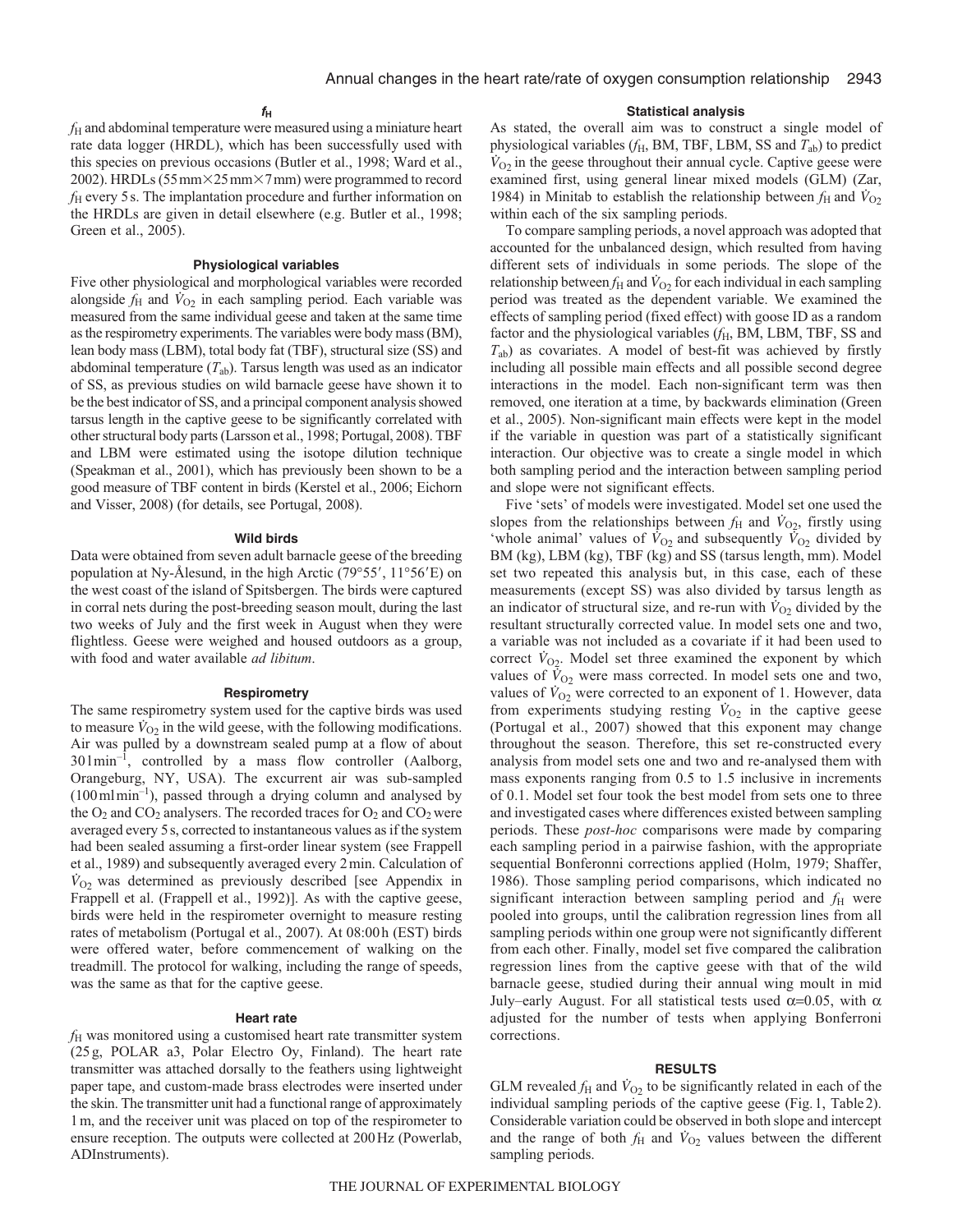#### $f_H$

$f_H$ and abdominal temperature were measured using a miniature heart rate data logger (HRDL), which has been successfully used with this species on previous occasions (Butler et al., 1998; Ward et al., 2002). HRDLs (55 mm×25 mm×7 mm) were programmed to record $f_H$ every 5 s. The implantation procedure and further information on the HRDLs are given in detail elsewhere (e.g. Butler et al., 1998; Green et al., 2005).

#### Physiological variables

Five other physiological and morphological variables were recorded alongside $f_H$ and $\dot{V}_{O_2}$ in each sampling period. Each variable was measured from the same individual geese and taken at the same time as the respirometry experiments. The variables were body mass (BM), lean body mass (LBM), total body fat (TBF), structural size (SS) and abdominal temperature ($T_{ab}$). Tarsus length was used as an indicator of SS, as previous studies on wild barnacle geese have shown it to be the best indicator of SS, and a principal component analysis showed tarsus length in the captive geese to be significantly correlated with other structural body parts (Larsson et al., 1998; Portugal, 2008). TBF and LBM were estimated using the isotope dilution technique (Speakman et al., 2001), which has previously been shown to be a good measure of TBF content in birds (Kerstel et al., 2006; Eichorn and Visser, 2008) (for details, see Portugal, 2008).

#### Wild birds

Data were obtained from seven adult barnacle geese of the breeding population at Ny-Ålesund, in the high Arctic (79°55′, 11°56′E) on the west coast of the island of Spitsbergen. The birds were captured in corral nets during the post-breeding season moult, during the last two weeks of July and the first week in August when they were flightless. Geese were weighed and housed outdoors as a group, with food and water available *ad libitum*.

#### Respirometry

The same respirometry system used for the captive birds was used to measure $\dot{V}_{O_2}$ in the wild geese, with the following modifications. Air was pulled by a downstream sealed pump at a flow of about 30 l min$^{-1}$, controlled by a mass flow controller (Aalborg, Orangeburg, NY, USA). The excurrent air was sub-sampled (100 ml min$^{-1}$), passed through a drying column and analysed by the $O_2$ and $CO_2$ analysers. The recorded traces for $O_2$ and $CO_2$ were averaged every 5 s, corrected to instantaneous values as if the system had been sealed assuming a first-order linear system (see Frappell et al., 1989) and subsequently averaged every 2 min. Calculation of $\dot{V}_{O_2}$ was determined as previously described [see Appendix in Frappell et al. (Frappell et al., 1992)]. As with the captive geese, birds were held in the respirometer overnight to measure resting rates of metabolism (Portugal et al., 2007). At 08:00 h (EST) birds were offered water, before commencement of walking on the treadmill. The protocol for walking, including the range of speeds, was the same as that for the captive geese.

#### Heart rate

$f_H$ was monitored using a customised heart rate transmitter system (25 g, POLAR a3, Polar Electro Oy, Finland). The heart rate transmitter was attached dorsally to the feathers using lightweight paper tape, and custom-made brass electrodes were inserted under the skin. The transmitter unit had a functional range of approximately 1 m, and the receiver unit was placed on top of the respirometer to ensure reception. The outputs were collected at 200 Hz (Powerlab, ADInstruments).

#### Statistical analysis

As stated, the overall aim was to construct a single model of physiological variables ($f_H$, BM, TBF, LBM, SS and $T_{ab}$) to predict $\dot{V}_{O_2}$ in the geese throughout their annual cycle. Captive geese were examined first, using general linear mixed models (GLM) (Zar, 1984) in Minitab to establish the relationship between $f_H$ and $\dot{V}_{O_2}$ within each of the six sampling periods.

To compare sampling periods, a novel approach was adopted that accounted for the unbalanced design, which resulted from having different sets of individuals in some periods. The slope of the relationship between $f_H$ and $\dot{V}_{O_2}$ for each individual in each sampling period was treated as the dependent variable. We examined the effects of sampling period (fixed effect) with goose ID as a random factor and the physiological variables ($f_H$, BM, LBM, TBF, SS and $T_{ab}$) as covariates. A model of best-fit was achieved by firstly including all possible main effects and all possible second degree interactions in the model. Each non-significant term was then removed, one iteration at a time, by backwards elimination (Green et al., 2005). Non-significant main effects were kept in the model if the variable in question was part of a statistically significant interaction. Our objective was to create a single model in which both sampling period and the interaction between sampling period and slope were not significant effects.

Five 'sets' of models were investigated. Model set one used the slopes from the relationships between $f_H$ and $\dot{V}_{O_2}$, firstly using 'whole animal' values of $\dot{V}_{O_2}$ and subsequently $\dot{V}_{O_2}$ divided by BM (kg), LBM (kg), TBF (kg) and SS (tarsus length, mm). Model set two repeated this analysis but, in this case, each of these measurements (except SS) was also divided by tarsus length as an indicator of structural size, and re-run with $\dot{V}_{O_2}$ divided by the resultant structurally corrected value. In model sets one and two, a variable was not included as a covariate if it had been used to correct $\dot{V}_{O_2}$. Model set three examined the exponent by which values of $\dot{V}_{O_2}$ were mass corrected. In model sets one and two, values of $\dot{V}_{O_2}$ were corrected to an exponent of 1. However, data from experiments studying resting $\dot{V}_{O_2}$ in the captive geese (Portugal et al., 2007) showed that this exponent may change throughout the season. Therefore, this set re-constructed every analysis from model sets one and two and re-analysed them with mass exponents ranging from 0.5 to 1.5 inclusive in increments of 0.1. Model set four took the best model from sets one to three and investigated cases where differences existed between sampling periods. These *post-hoc* comparisons were made by comparing each sampling period in a pairwise fashion, with the appropriate sequential Bonferroni corrections applied (Holm, 1979; Shaffer, 1986). Those sampling period comparisons, which indicated no significant interaction between sampling period and $f_H$ were pooled into groups, until the calibration regression lines from all sampling periods within one group were not significantly different from each other. Finally, model set five compared the calibration regression lines from the captive geese with that of the wild barnacle geese, studied during their annual wing moult in mid July–early August. For all statistical tests used $\alpha$=0.05, with $\alpha$ adjusted for the number of tests when applying Bonferroni corrections.

## RESULTS

GLM revealed $f_H$ and $\dot{V}_{O_2}$ to be significantly related in each of the individual sampling periods of the captive geese (Fig. 1, Table 2). Considerable variation could be observed in both slope and intercept and the range of both $f_H$ and $\dot{V}_{O_2}$ values between the different sampling periods.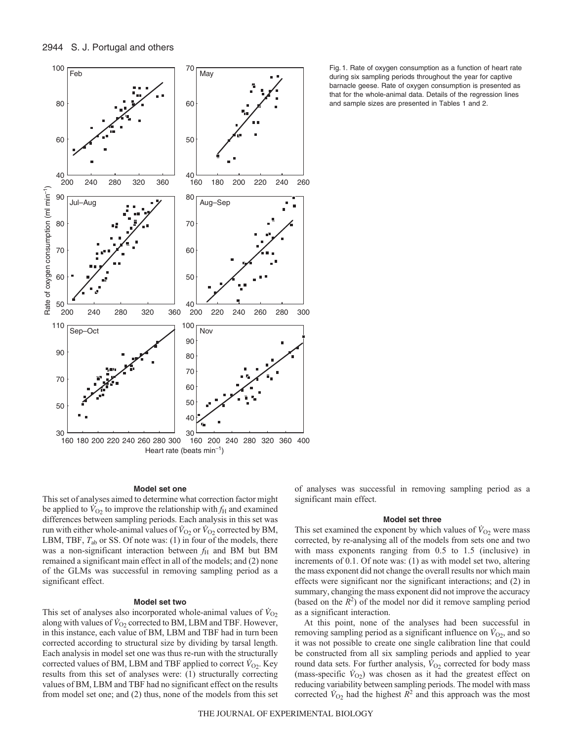Fig. 1. Rate of oxygen consumption as a function of heart rate during six sampling periods throughout the year for captive barnacle geese. Rate of oxygen consumption is presented as that for the whole-animal data. Details of the regression lines and sample sizes are presented in Tables 1 and 2.

### Model set one

This set of analyses aimed to determine what correction factor might be applied to $\dot{V}_{O_2}$ to improve the relationship with $f_H$ and examined differences between sampling periods. Each analysis in this set was run with either whole-animal values of $\dot{V}_{O_2}$ or $\dot{V}_{O_2}$ corrected by BM, LBM, TBF, $T_{ab}$ or SS. Of note was: (1) in four of the models, there was a non-significant interaction between $f_H$ and BM but BM remained a significant main effect in all of the models; and (2) none of the GLMs was successful in removing sampling period as a significant effect.

### Model set two

This set of analyses also incorporated whole-animal values of $\dot{V}_{O_2}$ along with values of $\dot{V}_{O_2}$ corrected to BM, LBM and TBF. However, in this instance, each value of BM, LBM and TBF had in turn been corrected according to structural size by dividing by tarsal length. Each analysis in model set one was thus re-run with the structurally corrected values of BM, LBM and TBF applied to correct $\dot{V}_{O_2}$. Key results from this set of analyses were: (1) structurally correcting values of BM, LBM and TBF had no significant effect on the results from model set one; and (2) thus, none of the models from this set of analyses was successful in removing sampling period as a significant main effect.

### Model set three

This set examined the exponent by which values of $\dot{V}_{O_2}$ were mass corrected, by re-analysing all of the models from sets one and two with mass exponents ranging from 0.5 to 1.5 (inclusive) in increments of 0.1. Of note was: (1) as with model set two, altering the mass exponent did not change the overall results nor which main effects were significant nor the significant interactions; and (2) in summary, changing the mass exponent did not improve the accuracy (based on the $R^2$) of the model nor did it remove sampling period as a significant interaction.

At this point, none of the analyses had been successful in removing sampling period as a significant influence on $\dot{V}_{O_2}$, and so it was not possible to create one single calibration line that could be constructed from all six sampling periods and applied to year round data sets. For further analysis, $\dot{V}_{O_2}$ corrected for body mass (mass-specific $\dot{V}_{O_2}$) was chosen as it had the greatest effect on reducing variability between sampling periods. The model with mass corrected $\dot{V}_{O_2}$ had the highest $R^2$ and this approach was the most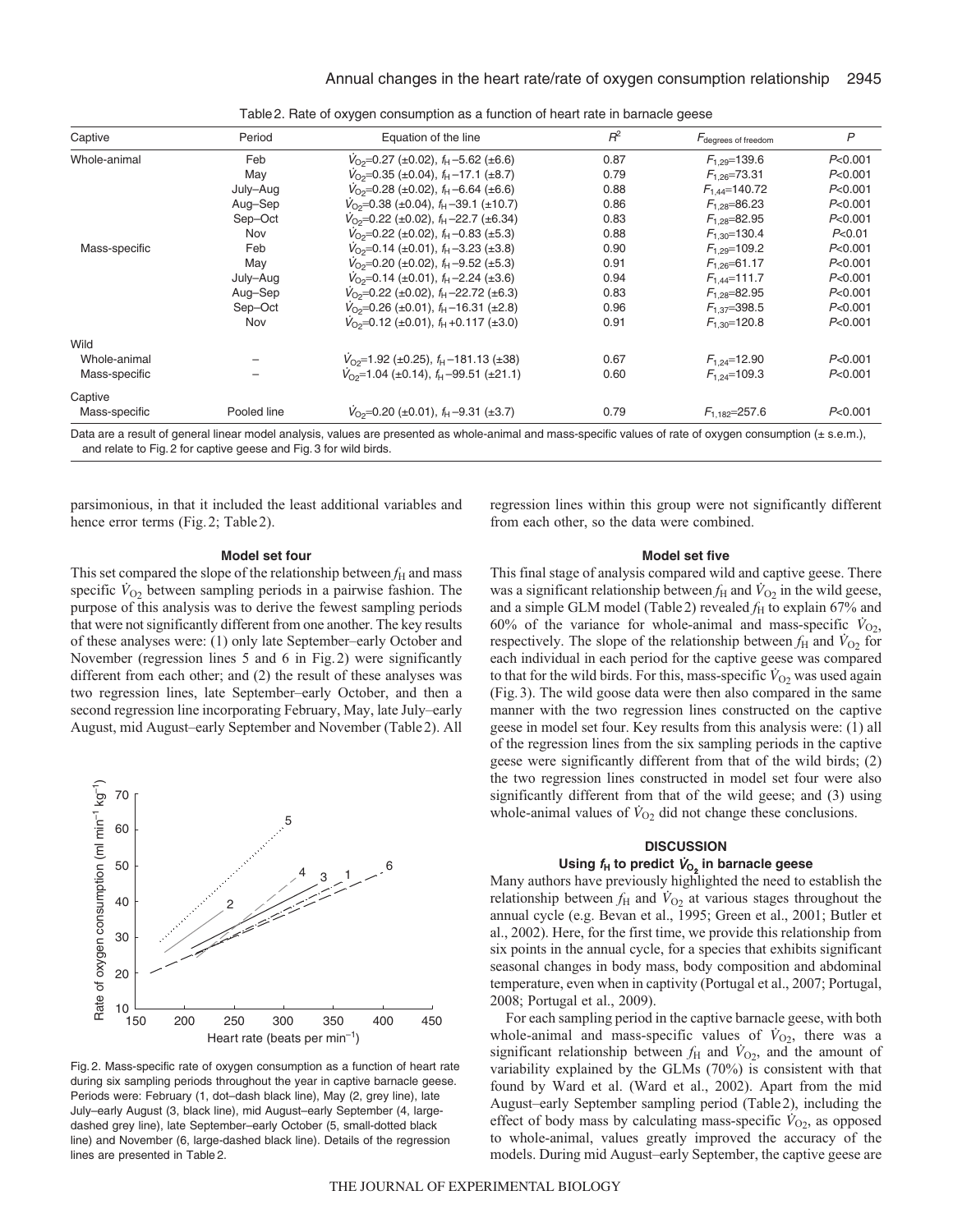Table 2. Rate of oxygen consumption as a function of heart rate in barnacle geese

| Captive | Period | Equation of the line | $R^2$ | $F_{\text{degrees of freedom}}$ | $P$ |
|---|---|---|---|---|---|
| Whole-animal | Feb | $\dot{V}_{O_2}$=0.27 (±0.02), $f_H$–5.62 (±6.6) | 0.87 | $F_{1,29}$=139.6 | $P$<0.001 |
| | May | $\dot{V}_{O_2}$=0.35 (±0.04), $f_H$–17.1 (±8.7) | 0.79 | $F_{1,26}$=73.31 | $P$<0.001 |
| | July–Aug | $\dot{V}_{O_2}$=0.28 (±0.02), $f_H$–6.64 (±6.6) | 0.88 | $F_{1,44}$=140.72 | $P$<0.001 |
| | Aug–Sep | $\dot{V}_{O_2}$=0.38 (±0.04), $f_H$–39.1 (±10.7) | 0.86 | $F_{1,28}$=86.23 | $P$<0.001 |
| | Sep–Oct | $\dot{V}_{O_2}$=0.22 (±0.02), $f_H$–22.7 (±6.34) | 0.83 | $F_{1,28}$=82.95 | $P$<0.001 |
| | Nov | $\dot{V}_{O_2}$=0.22 (±0.02), $f_H$–0.83 (±5.3) | 0.88 | $F_{1,30}$=130.4 | $P$<0.01 |
| Mass-specific | Feb | $\dot{V}_{O_2}$=0.14 (±0.01), $f_H$–3.23 (±3.8) | 0.90 | $F_{1,29}$=109.2 | $P$<0.001 |
| | May | $\dot{V}_{O_2}$=0.20 (±0.02), $f_H$–9.52 (±5.3) | 0.91 | $F_{1,26}$=61.17 | $P$<0.001 |
| | July–Aug | $\dot{V}_{O_2}$=0.14 (±0.01), $f_H$–2.24 (±3.6) | 0.94 | $F_{1,44}$=111.7 | $P$<0.001 |
| | Aug–Sep | $\dot{V}_{O_2}$=0.22 (±0.02), $f_H$–22.72 (±6.3) | 0.83 | $F_{1,28}$=82.95 | $P$<0.001 |
| | Sep–Oct | $\dot{V}_{O_2}$=0.26 (±0.01), $f_H$–16.31 (±2.8) | 0.96 | $F_{1,37}$=398.5 | $P$<0.001 |
| | Nov | $\dot{V}_{O_2}$=0.12 (±0.01), $f_H$+0.117 (±3.0) | 0.91 | $F_{1,30}$=120.8 | $P$<0.001 |
| Wild | | | | | |
| Whole-animal | – | $\dot{V}_{O_2}$=1.92 (±0.25), $f_H$–181.13 (±38) | 0.67 | $F_{1,24}$=12.90 | $P$<0.001 |
| Mass-specific | – | $\dot{V}_{O_2}$=1.04 (±0.14), $f_H$–99.51 (±21.1) | 0.60 | $F_{1,24}$=109.3 | $P$<0.001 |
| Captive | | | | | |
| Mass-specific | Pooled line | $\dot{V}_{O_2}$=0.20 (±0.01), $f_H$–9.31 (±3.7) | 0.79 | $F_{1,182}$=257.6 | $P$<0.001 |

Data are a result of general linear model analysis, values are presented as whole-animal and mass-specific values of rate of oxygen consumption (± s.e.m.), and relate to Fig. 2 for captive geese and Fig. 3 for wild birds.

parsimonious, in that it included the least additional variables and hence error terms (Fig. 2; Table 2).

### Model set four

This set compared the slope of the relationship between $f_H$ and mass specific $\dot{V}_{O_2}$ between sampling periods in a pairwise fashion. The purpose of this analysis was to derive the fewest sampling periods that were not significantly different from one another. The key results of these analyses were: (1) only late September–early October and November (regression lines 5 and 6 in Fig. 2) were significantly different from each other; and (2) the result of these analyses was two regression lines, late September–early October, and then a second regression line incorporating February, May, late July–early August, mid August–early September and November (Table 2). All

Fig. 2. Mass-specific rate of oxygen consumption as a function of heart rate during six sampling periods throughout the year in captive barnacle geese. Periods were: February (1, dot–dash black line), May (2, grey line), late July–early August (3, black line), mid August–early September (4, large-dashed grey line), late September–early October (5, small-dotted black line) and November (6, large-dashed black line). Details of the regression lines are presented in Table 2.

regression lines within this group were not significantly different from each other, so the data were combined.

### Model set five

This final stage of analysis compared wild and captive geese. There was a significant relationship between $f_H$ and $\dot{V}_{O_2}$ in the wild geese, and a simple GLM model (Table 2) revealed $f_H$ to explain 67% and 60% of the variance for whole-animal and mass-specific $\dot{V}_{O_2}$, respectively. The slope of the relationship between $f_H$ and $\dot{V}_{O_2}$ for each individual in each period for the captive geese was compared to that for the wild birds. For this, mass-specific $\dot{V}_{O_2}$ was used again (Fig. 3). The wild goose data were then also compared in the same manner with the two regression lines constructed on the captive geese in model set four. Key results from this analysis were: (1) all of the regression lines from the six sampling periods in the captive geese were significantly different from that of the wild birds; (2) the two regression lines constructed in model set four were also significantly different from that of the wild geese; and (3) using whole-animal values of $\dot{V}_{O_2}$ did not change these conclusions.

## DISCUSSION

### Using $f_H$ to predict $\dot{V}_{O_2}$ in barnacle geese

Many authors have previously highlighted the need to establish the relationship between $f_H$ and $\dot{V}_{O_2}$ at various stages throughout the annual cycle (e.g. Bevan et al., 1995; Green et al., 2001; Butler et al., 2002). Here, for the first time, we provide this relationship from six points in the annual cycle, for a species that exhibits significant seasonal changes in body mass, body composition and abdominal temperature, even when in captivity (Portugal et al., 2007; Portugal, 2008; Portugal et al., 2009).

For each sampling period in the captive barnacle geese, with both whole-animal and mass-specific values of $\dot{V}_{O_2}$, there was a significant relationship between $f_H$ and $\dot{V}_{O_2}$, and the amount of variability explained by the GLMs (70%) is consistent with that found by Ward et al. (Ward et al., 2002). Apart from the mid August–early September sampling period (Table 2), including the effect of body mass by calculating mass-specific $\dot{V}_{O_2}$, as opposed to whole-animal, values greatly improved the accuracy of the models. During mid August–early September, the captive geese are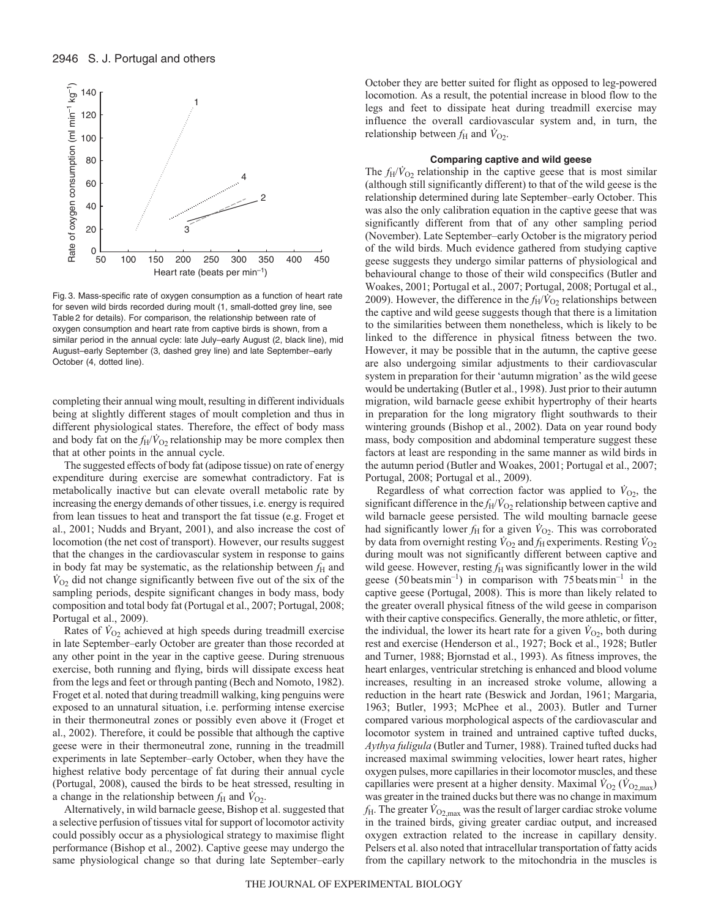Fig. 3. Mass-specific rate of oxygen consumption as a function of heart rate for seven wild birds recorded during moult (1, small-dotted grey line, see Table 2 for details). For comparison, the relationship between rate of oxygen consumption and heart rate from captive birds is shown, from a similar period in the annual cycle: late July–early August (2, black line), mid August–early September (3, dashed grey line) and late September–early October (4, dotted line).

completing their annual wing moult, resulting in different individuals being at slightly different stages of moult completion and thus in different physiological states. Therefore, the effect of body mass and body fat on the $f_H/\dot{V}_{O_2}$ relationship may be more complex then that at other points in the annual cycle.

The suggested effects of body fat (adipose tissue) on rate of energy expenditure during exercise are somewhat contradictory. Fat is metabolically inactive but can elevate overall metabolic rate by increasing the energy demands of other tissues, i.e. energy is required from lean tissues to heat and transport the fat tissue (e.g. Froget et al., 2001; Nudds and Bryant, 2001), and also increase the cost of locomotion (the net cost of transport). However, our results suggest that the changes in the cardiovascular system in response to gains in body fat may be systematic, as the relationship between $f_H$ and $\dot{V}_{O_2}$ did not change significantly between five out of the six of the sampling periods, despite significant changes in body mass, body composition and total body fat (Portugal et al., 2007; Portugal, 2008; Portugal et al., 2009).

Rates of $\dot{V}_{O_2}$ achieved at high speeds during treadmill exercise in late September–early October are greater than those recorded at any other point in the year in the captive geese. During strenuous exercise, both running and flying, birds will dissipate excess heat from the legs and feet or through panting (Bech and Nomoto, 1982). Froget et al. noted that during treadmill walking, king penguins were exposed to an unnatural situation, i.e. performing intense exercise in their thermoneutral zones or possibly even above it (Froget et al., 2002). Therefore, it could be possible that although the captive geese were in their thermoneutral zone, running in the treadmill experiments in late September–early October, when they have the highest relative body percentage of fat during their annual cycle (Portugal, 2008), caused the birds to be heat stressed, resulting in a change in the relationship between $f_H$ and $\dot{V}_{O_2}$.

Alternatively, in wild barnacle geese, Bishop et al. suggested that a selective perfusion of tissues vital for support of locomotor activity could possibly occur as a physiological strategy to maximise flight performance (Bishop et al., 2002). Captive geese may undergo the same physiological change so that during late September–early October they are better suited for flight as opposed to leg-powered locomotion. As a result, the potential increase in blood flow to the legs and feet to dissipate heat during treadmill exercise may influence the overall cardiovascular system and, in turn, the relationship between $f_H$ and $\dot{V}_{O_2}$.

### Comparing captive and wild geese

The $f_H/\dot{V}_{O_2}$ relationship in the captive geese that is most similar (although still significantly different) to that of the wild geese is the relationship determined during late September–early October. This was also the only calibration equation in the captive geese that was significantly different from that of any other sampling period (November). Late September–early October is the migratory period of the wild birds. Much evidence gathered from studying captive geese suggests they undergo similar patterns of physiological and behavioural change to those of their wild conspecifics (Butler and Woakes, 2001; Portugal et al., 2007; Portugal, 2008; Portugal et al., 2009). However, the difference in the $f_H/\dot{V}_{O_2}$ relationships between the captive and wild geese suggests though that there is a limitation to the similarities between them nonetheless, which is likely to be linked to the difference in physical fitness between the two. However, it may be possible that in the autumn, the captive geese are also undergoing similar adjustments to their cardiovascular system in preparation for their 'autumn migration' as the wild geese would be undertaking (Butler et al., 1998). Just prior to their autumn migration, wild barnacle geese exhibit hypertrophy of their hearts in preparation for the long migratory flight southwards to their wintering grounds (Bishop et al., 2002). Data on year round body mass, body composition and abdominal temperature suggest these factors at least are responding in the same manner as wild birds in the autumn period (Butler and Woakes, 2001; Portugal et al., 2007; Portugal, 2008; Portugal et al., 2009).

Regardless of what correction factor was applied to $\dot{V}_{O_2}$, the significant difference in the $f_H/\dot{V}_{O_2}$ relationship between captive and wild barnacle geese persisted. The wild moulting barnacle geese had significantly lower $f_H$ for a given $\dot{V}_{O_2}$. This was corroborated by data from overnight resting $\dot{V}_{O_2}$ and $f_H$ experiments. Resting $\dot{V}_{O_2}$ during moult was not significantly different between captive and wild geese. However, resting $f_H$ was significantly lower in the wild geese (50 beats min$^{-1}$) in comparison with 75 beats min$^{-1}$ in the captive geese (Portugal, 2008). This is more than likely related to the greater overall physical fitness of the wild geese in comparison with their captive conspecifics. Generally, the more athletic, or fitter, the individual, the lower its heart rate for a given $\dot{V}_{O_2}$, both during rest and exercise (Henderson et al., 1927; Bock et al., 1928; Butler and Turner, 1988; Bjornstad et al., 1993). As fitness improves, the heart enlarges, ventricular stretching is enhanced and blood volume increases, resulting in an increased stroke volume, allowing a reduction in the heart rate (Beswick and Jordan, 1961; Margaria, 1963; Butler, 1993; McPhee et al., 2003). Butler and Turner compared various morphological aspects of the cardiovascular and locomotor system in trained and untrained captive tufted ducks, *Aythya fuligula* (Butler and Turner, 1988). Trained tufted ducks had increased maximal swimming velocities, lower heart rates, higher oxygen pulses, more capillaries in their locomotor muscles, and these capillaries were present at a higher density. Maximal $\dot{V}_{O_2}$ ($\dot{V}_{O_2,max}$) was greater in the trained ducks but there was no change in maximum $f_H$. The greater $\dot{V}_{O_2,max}$ was the result of larger cardiac stroke volume in the trained birds, giving greater cardiac output, and increased oxygen extraction related to the increase in capillary density. Pelsers et al. also noted that intracellular transportation of fatty acids from the capillary network to the mitochondria in the muscles is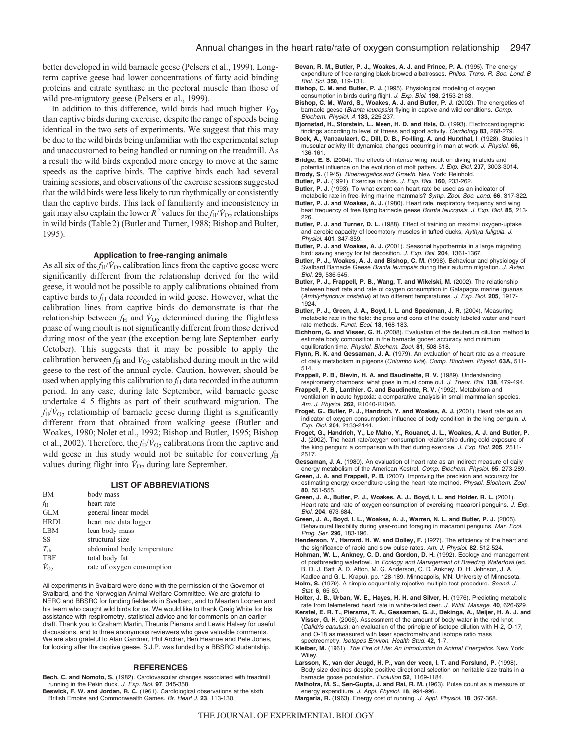better developed in wild barnacle geese (Pelsers et al., 1999). Long-term captive geese had lower concentrations of fatty acid binding proteins and citrate synthase in the pectoral muscle than those of wild pre-migratory geese (Pelsers et al., 1999).

In addition to this difference, wild birds had much higher $\dot{V}_{O_2}$ than captive birds during exercise, despite the range of speeds being identical in the two sets of experiments. We suggest that this may be due to the wild birds being unfamiliar with the experimental setup and unaccustomed to being handled or running on the treadmill. As a result the wild birds expended more energy to move at the same speeds as the captive birds. The captive birds each had several training sessions, and observations of the exercise sessions suggested that the wild birds were less likely to run rhythmically or consistently than the captive birds. This lack of familiarity and inconsistency in gait may also explain the lower $R^2$ values for the $f_H/\dot{V}_{O_2}$ relationships in wild birds (Table 2) (Butler and Turner, 1988; Bishop and Bulter, 1995).

### Application to free-ranging animals

As all six of the $f_H/\dot{V}_{O_2}$ calibration lines from the captive geese were significantly different from the relationship derived for the wild geese, it would not be possible to apply calibrations obtained from captive birds to $f_H$ data recorded in wild geese. However, what the calibration lines from captive birds do demonstrate is that the relationship between $f_H$ and $\dot{V}_{O_2}$ determined during the flightless phase of wing moult is not significantly different from those derived during most of the year (the exception being late September–early October). This suggests that it may be possible to apply the calibration between $f_H$ and $\dot{V}_{O_2}$ established during moult in the wild geese to the rest of the annual cycle. Caution, however, should be used when applying this calibration to $f_H$ data recorded in the autumn period. In any case, during late September, wild barnacle geese undertake 4–5 flights as part of their southward migration. The $f_H/\dot{V}_{O_2}$ relationship of barnacle geese during flight is significantly different from that obtained from walking geese (Butler and Woakes, 1980; Nolet et al., 1992; Bishop and Butler, 1995; Bishop et al., 2002). Therefore, the $f_H/\dot{V}_{O_2}$ calibrations from the captive and wild geese in this study would not be suitable for converting $f_H$ values during flight into $\dot{V}_{O_2}$ during late September.

### LIST OF ABBREVIATIONS

| | |
|---|---|
| BM | body mass |
| $f_H$ | heart rate |
| GLM | general linear model |
| HRDL | heart rate data logger |
| LBM | lean body mass |
| SS | structural size |
| $T_{ab}$ | abdominal body temperature |
| TBF | total body fat |
| $\dot{V}_{O_2}$ | rate of oxygen consumption |

All experiments in Svalbard were done with the permission of the Governor of Svalbard, and the Norwegian Animal Welfare Committee. We are grateful to NERC and BBSRC for funding fieldwork in Svalbard, and to Maarten Loonen and his team who caught wild birds for us. We would like to thank Craig White for his assistance with respirometry, statistical advice and for comments on an earlier draft. Thank you to Graham Martin, Theunis Piersma and Lewis Halsey for useful discussions, and to three anonymous reviewers who gave valuable comments. We are also grateful to Alan Gardner, Phil Archer, Ben Heanue and Pete Jones, for looking after the captive geese. S.J.P. was funded by a BBSRC studentship.

### REFERENCES

**Bech, C. and Nomoto, S.** (1982). Cardiovascular changes associated with treadmill running in the Pekin duck. *J. Exp. Biol.* **97**, 345-358.

**Beswick, F. W. and Jordan, R. C.** (1961). Cardiological observations at the sixth British Empire and Commonwealth Games. *Br. Heart J.* **23**, 113-130.

**Bevan, R. M., Butler, P. J., Woakes, A. J. and Prince, P. A.** (1995). The energy expenditure of free-ranging black-browed albatrosses. *Philos. Trans. R. Soc. Lond. B Biol. Sci.* **350**, 119-131.

**Bishop, C. M. and Butler, P. J.** (1995). Physiological modeling of oxygen consumption in birds during flight. *J. Exp. Biol.* **198**, 2153-2163.

**Bishop, C. M., Ward, S., Woakes, A. J. and Butler, P. J.** (2002). The energetics of barnacle geese (*Branta leucopsis*) flying in captive and wild conditions. *Comp. Biochem. Physiol. A* **133**, 225-237.

**Bjornstad, H., Storstein, L., Meen, H. D. and Hals, O.** (1993). Electrocardiographic findings according to level of fitness and sport activity. *Cardiology* **83**, 268-279.

**Bock, A., Vancaulaert, C., Dill, D. B., Fo-lling, A. and Hurxthal, I.** (1928). Studies in muscular activity III: dynamical changes occurring in man at work. *J. Physiol.* **66**, 136-161.

**Bridge, E. S.** (2004). The effects of intense wing moult on diving in alcids and potential influence on the evolution of molt patters. *J. Exp. Biol.* **207**, 3003-3014.

**Brody, S.** (1945). *Bioenergetics and Growth.* New York: Reinhold.

**Butler, P. J.** (1991). Exercise in birds. *J. Exp. Biol.* **160**, 233-262.

**Butler, P. J.** (1993). To what extent can heart rate be used as an indicator of metabolic rate in free-living marine mammals? *Symp. Zool. Soc. Lond.* **66**, 317-322.

**Butler, P. J. and Woakes, A. J.** (1980). Heart rate, respiratory frequency and wing beat frequency of free flying barnacle geese *Branta leucopsis*. *J. Exp. Biol.* **85**, 213-226.

**Butler, P. J. and Turner, D. L.** (1988). Effect of training on maximal oxygen-uptake and aerobic capacity of locomotory muscles in tufted ducks, *Aythya fuligula*. *J. Physiol.* **401**, 347-359.

**Butler, P. J. and Woakes, A. J.** (2001). Seasonal hypothermia in a large migrating bird: saving energy for fat deposition. *J. Exp. Biol.* **204**, 1361-1367.

**Butler, P. J., Woakes, A. J. and Bishop, C. M.** (1998). Behaviour and physiology of Svalbard Barnacle Geese *Branta leucopsis* during their autumn migration. *J. Avian Biol.* **29**, 536-545.

**Butler, P. J., Frappell, P. B., Wang, T. and Wikelski, M.** (2002). The relationship between heart rate and rate of oxygen consumption in Galapagos marine iguanas (*Amblyrhynchus cristatus*) at two different temperatures. *J. Exp. Biol.* **205**, 1917-1924.

**Butler, P. J., Green, J. A., Boyd, I. L. and Speakman, J. R.** (2004). Measuring metabolic rate in the field: the pros and cons of the doubly labeled water and heart rate methods. *Funct. Ecol.* **18**, 168-183.

**Eichhorn, G. and Visser, G. H.** (2008). Evaluation of the deuterium dilution method to estimate body composition in the barnacle goose: accuracy and minimum equilibration time. *Physiol. Biochem. Zool.* **81**, 508-518.

**Flynn, R. K. and Gessaman, J. A.** (1979). An evaluation of heart rate as a measure of daily metabolism in pigeons (*Columbo livia*). *Comp. Biochem. Physiol.* **63A,** 511-514.

**Frappell, P. B., Blevin, H. A. and Baudinette, R. V.** (1989). Understanding respirometry chambers: what goes in must come out. *J. Theor. Biol.* **138**, 479-494.

**Frappell, P. B., Lanthier. C. and Baudinette, R. V.** (1992). Metabolism and ventilation in acute hypoxia: a comparative analysis in small mammalian species. *Am. J. Physiol.* **262**, R1040-R1046.

**Froget, G., Butler, P. J., Handrich, Y. and Woakes, A. J.** (2001). Heart rate as an indicator of oxygen consumption: influence of body condition in the king penguin. *J. Exp. Biol.* **204**, 2133-2144.

**Froget, G., Handrich, Y., Le Maho, Y., Rouanet, J. L., Woakes, A. J. and Butler, P. J.** (2002). The heart rate/oxygen consumption relationship during cold exposure of the king penguin: a comparison with that during exercise. *J. Exp. Biol.* **205**, 2511-2517.

**Gessaman, J. A.** (1980). An evaluation of heart rate as an indirect measure of daily energy metabolism of the American Kestrel. *Comp. Biochem. Physiol.* **65**, 273-289.

**Green, J. A. and Frappell, P. B.** (2007). Improving the precision and accuracy for estimating energy expenditure using the heart rate method. *Physiol. Biochem. Zool.* **80**, 551-555.

**Green, J. A., Butler, P. J., Woakes, A. J., Boyd, I. L. and Holder, R. L.** (2001). Heart rate and rate of oxygen consumption of exercising macaroni penguins. *J. Exp. Biol.* **204**, 673-684.

**Green, J. A., Boyd, I. L., Woakes, A. J., Warren, N. L. and Butler, P. J.** (2005). Behavioural flexibility during year-round foraging in macaroni penguins. *Mar. Ecol. Prog. Ser.* **296**, 183-196.

**Henderson, Y., Harrard. H. W. and Dolley, F.** (1927). The efficiency of the heart and the significance of rapid and slow pulse rates. *Am. J. Physiol.* **82**, 512-524.

**Hohman, W. L., Ankney, C. D. and Gordon, D. H.** (1992). Ecology and management of postbreeding waterfowl. In *Ecology and Management of Breeding Waterfowl* (ed. B. D. J. Batt, A. D. Afton, M. G. Anderson, C. D. Ankney, D. H. Johnson, J. A. Kadlec and G. L. Krapu), pp. 128-189. Minneapolis, MN: University of Minnesota.

**Holm, S.** (1979). A simple sequentially rejective multiple test procedure. *Scand. J. Stat.* **6**, 65-60.

**Holter, J. B., Urban, W. E., Hayes, H. H. and Silver, H.** (1976). Predicting metabolic rate from telemetered heart rate in white-tailed deer. *J. Wildl. Manage.* **40**, 626-629.

**Kerstel, E. R. T., Piersma, T. A., Gessaman, G. J., Dekinga, A., Meijer, H. A. J. and Visser, G. H.** (2006). Assessment of the amount of body water in the red knot (*Calidris canutus*): an evaluation of the principle of isotope dilution with H-2, O-17, and O-18 as measured with laser spectrometry and isotope ratio mass spectreometry. *Isotopes Environ. Health Stud.* **42**, 1-7.

**Kleiber, M.** (1961). *The Fire of Life: An Introduction to Animal Energetics.* New York: Wiley.

**Larsson, K., van der Jeugd, H. P., van der veen, I. T. and Forslund, P.** (1998). Body size declines despite positive directional selection on heritable size traits in a barnacle goose population. *Evolution* **52**, 1169-1184.

**Malhotra, M. S., Sen-Gupta, J. and Rai, R. M.** (1963). Pulse count as a measure of energy expenditure. *J. Appl. Physiol.* **18**, 994-996.

**Margaria, R.** (1963). Energy cost of running. *J. Appl. Physiol.* **18**, 367-368.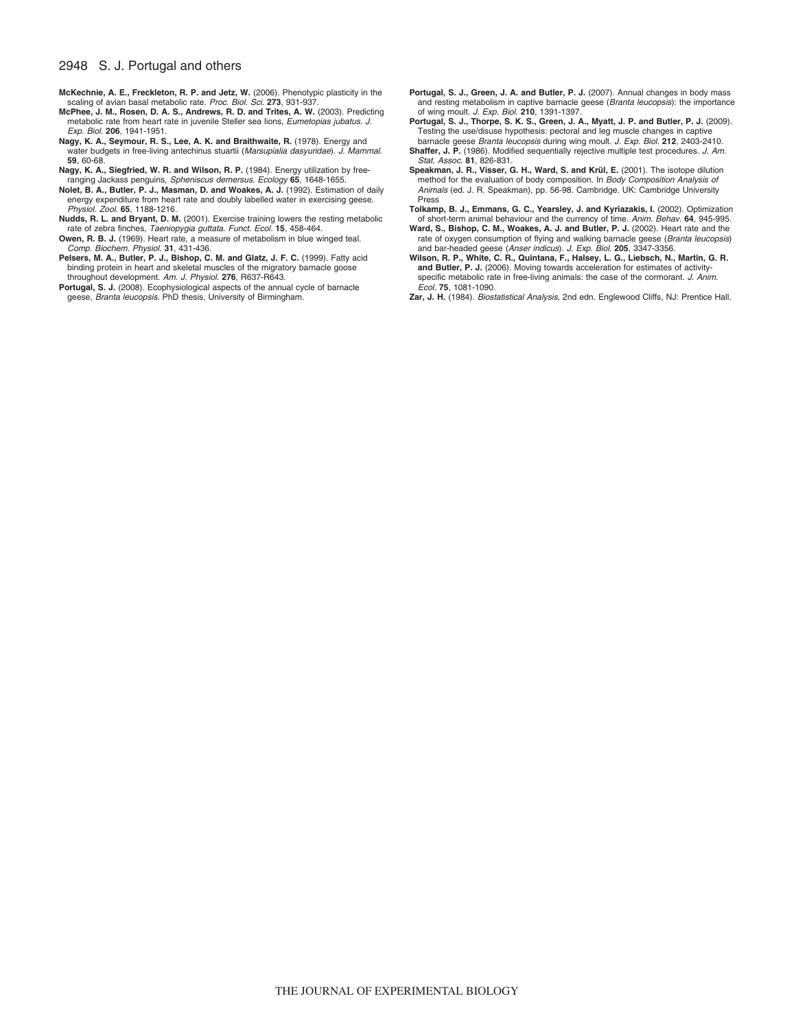**McKechnie, A. E., Freckleton, R. P. and Jetz, W.** (2006). Phenotypic plasticity in the scaling of avian basal metabolic rate. *Proc. Biol. Sci.* **273**, 931-937.

**McPhee, J. M., Rosen, D. A. S., Andrews, R. D. and Trites, A. W.** (2003). Predicting metabolic rate from heart rate in juvenile Steller sea lions, *Eumetopias jubatus*. *J. Exp. Biol.* **206**, 1941-1951.

**Nagy, K. A., Seymour, R. S., Lee, A. K. and Braithwaite, R.** (1978). Energy and water budgets in free-living antechinus stuartii (*Marsupialia dasyuridae*). *J. Mammal.* **59**, 60-68.

**Nagy, K. A., Siegfried, W. R. and Wilson, R. P.** (1984). Energy utilization by free-ranging Jackass penguins, *Spheniscus demersus*. *Ecology* **65**, 1648-1655.

**Nolet, B. A., Butler, P. J., Masman, D. and Woakes, A. J.** (1992). Estimation of daily energy expenditure from heart rate and doubly labelled water in exercising geese. *Physiol. Zool.* **65**, 1188-1216.

**Nudds, R. L. and Bryant, D. M.** (2001). Exercise training lowers the resting metabolic rate of zebra finches, *Taeniopygia guttata*. *Funct. Ecol.* **15**, 458-464.

**Owen, R. B. J.** (1969). Heart rate, a measure of metabolism in blue winged teal. *Comp. Biochem. Physiol.* **31**, 431-436.

**Pelsers, M. A., Butler, P. J., Bishop, C. M. and Glatz, J. F. C.** (1999). Fatty acid binding protein in heart and skeletal muscles of the migratory barnacle goose throughout development. *Am. J. Physiol.* **276**, R637-R643.

**Portugal, S. J.** (2008). Ecophysiological aspects of the annual cycle of barnacle geese, *Branta leucopsis*. PhD thesis, University of Birmingham.

**Portugal, S. J., Green, J. A. and Butler, P. J.** (2007). Annual changes in body mass and resting metabolism in captive barnacle geese (*Branta leucopsis*): the importance of wing moult. *J. Exp. Biol.* **210**, 1391-1397.

**Portugal, S. J., Thorpe, S. K. S., Green, J. A., Myatt, J. P. and Butler, P. J.** (2009). Testing the use/disuse hypothesis: pectoral and leg muscle changes in captive barnacle geese *Branta leucopsis* during wing moult. *J. Exp. Biol.* **212**, 2403-2410.

**Shaffer, J. P.** (1986). Modified sequentially rejective multiple test procedures. *J. Am. Stat. Assoc.* **81**, 826-831.

**Speakman, J. R., Visser, G. H., Ward, S. and Krül, E.** (2001). The isotope dilution method for the evaluation of body composition. In *Body Composition Analysis of Animals* (ed. J. R. Speakman), pp. 56-98. Cambridge. UK: Cambridge University Press

**Tolkamp, B. J., Emmans, G. C., Yearsley, J. and Kyriazakis, I.** (2002). Optimization of short-term animal behaviour and the currency of time. *Anim. Behav.* **64**, 945-995.

**Ward, S., Bishop, C. M., Woakes, A. J. and Butler, P. J.** (2002). Heart rate and the rate of oxygen consumption of flying and walking barnacle geese (*Branta leucopsis*) and bar-headed geese (*Anser indicus*). *J. Exp. Biol.* **205**, 3347-3356.

**Wilson, R. P., White, C. R., Quintana, F., Halsey, L. G., Liebsch, N., Martin, G. R. and Butler, P. J.** (2006). Moving towards acceleration for estimates of activity-specific metabolic rate in free-living animals: the case of the cormorant. *J. Anim. Ecol.* **75**, 1081-1090.

**Zar, J. H.** (1984). *Biostatistical Analysis*, 2nd edn. Englewood Cliffs, NJ: Prentice Hall.